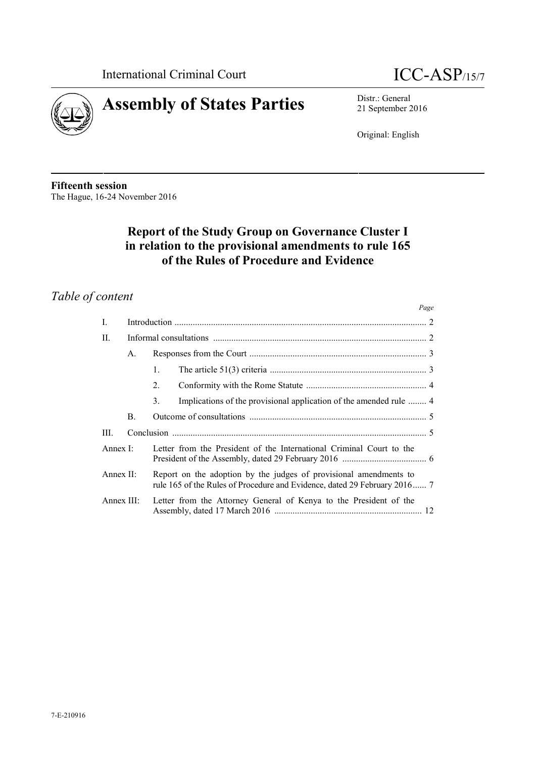International Criminal Court

ICC-ASP/15/7

# Assembly of States Parties

Distr.: General
21 September 2016

Original: English

**Fifteenth session**
The Hague, 16-24 November 2016

## Report of the Study Group on Governance Cluster I in relation to the provisional amendments to rule 165 of the Rules of Procedure and Evidence

## *Table of content*

| | | | | *Page* |
|---|---|---|---|---|
| I. | Introduction | | | 2 |
| II. | Informal consultations | | | 2 |
| | A. | Responses from the Court | | 3 |
| | | 1. | The article 51(3) criteria | 3 |
| | | 2. | Conformity with the Rome Statute | 4 |
| | | 3. | Implications of the provisional application of the amended rule | 4 |
| | B. | Outcome of consultations | | 5 |
| III. | Conclusion | | | 5 |
| Annex I: | Letter from the President of the International Criminal Court to the President of the Assembly, dated 29 February 2016 | | | 6 |
| Annex II: | Report on the adoption by the judges of provisional amendments to rule 165 of the Rules of Procedure and Evidence, dated 29 February 2016 | | | 7 |
| Annex III: | Letter from the Attorney General of Kenya to the President of the Assembly, dated 17 March 2016 | | | 12 |

7-E-210916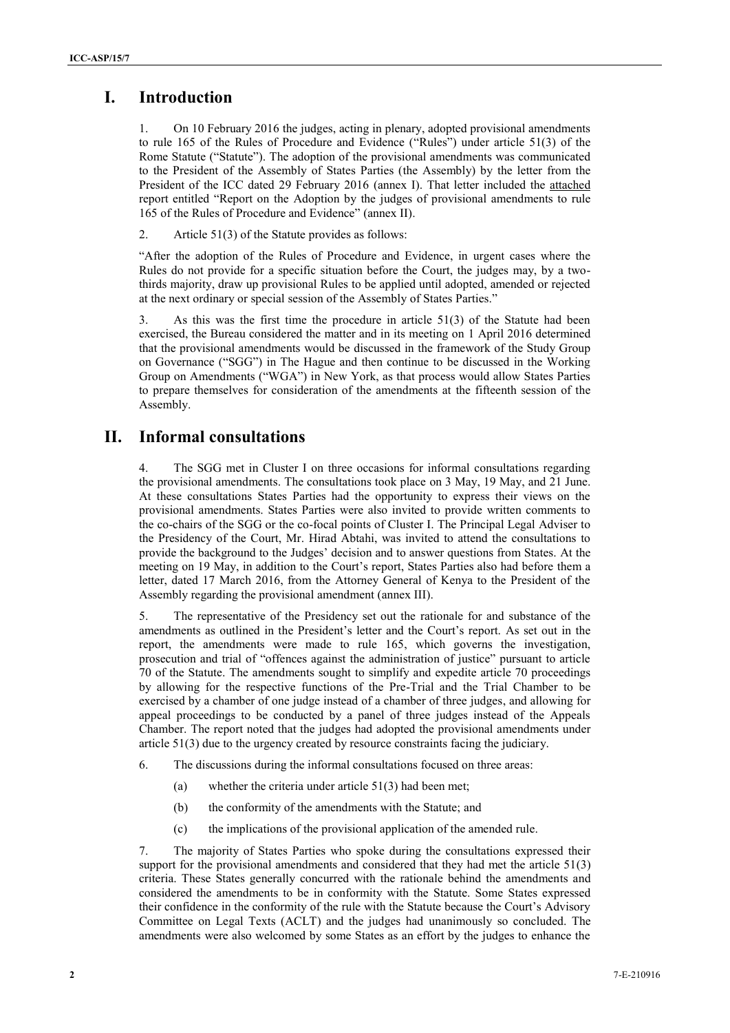# I. Introduction

1. On 10 February 2016 the judges, acting in plenary, adopted provisional amendments to rule 165 of the Rules of Procedure and Evidence ("Rules") under article 51(3) of the Rome Statute ("Statute"). The adoption of the provisional amendments was communicated to the President of the Assembly of States Parties (the Assembly) by the letter from the President of the ICC dated 29 February 2016 (annex I). That letter included the attached report entitled "Report on the Adoption by the judges of provisional amendments to rule 165 of the Rules of Procedure and Evidence" (annex II).

2. Article 51(3) of the Statute provides as follows:

"After the adoption of the Rules of Procedure and Evidence, in urgent cases where the Rules do not provide for a specific situation before the Court, the judges may, by a two-thirds majority, draw up provisional Rules to be applied until adopted, amended or rejected at the next ordinary or special session of the Assembly of States Parties."

3. As this was the first time the procedure in article 51(3) of the Statute had been exercised, the Bureau considered the matter and in its meeting on 1 April 2016 determined that the provisional amendments would be discussed in the framework of the Study Group on Governance ("SGG") in The Hague and then continue to be discussed in the Working Group on Amendments ("WGA") in New York, as that process would allow States Parties to prepare themselves for consideration of the amendments at the fifteenth session of the Assembly.

# II. Informal consultations

4. The SGG met in Cluster I on three occasions for informal consultations regarding the provisional amendments. The consultations took place on 3 May, 19 May, and 21 June. At these consultations States Parties had the opportunity to express their views on the provisional amendments. States Parties were also invited to provide written comments to the co-chairs of the SGG or the co-focal points of Cluster I. The Principal Legal Adviser to the Presidency of the Court, Mr. Hirad Abtahi, was invited to attend the consultations to provide the background to the Judges' decision and to answer questions from States. At the meeting on 19 May, in addition to the Court's report, States Parties also had before them a letter, dated 17 March 2016, from the Attorney General of Kenya to the President of the Assembly regarding the provisional amendment (annex III).

5. The representative of the Presidency set out the rationale for and substance of the amendments as outlined in the President's letter and the Court's report. As set out in the report, the amendments were made to rule 165, which governs the investigation, prosecution and trial of "offences against the administration of justice" pursuant to article 70 of the Statute. The amendments sought to simplify and expedite article 70 proceedings by allowing for the respective functions of the Pre-Trial and the Trial Chamber to be exercised by a chamber of one judge instead of a chamber of three judges, and allowing for appeal proceedings to be conducted by a panel of three judges instead of the Appeals Chamber. The report noted that the judges had adopted the provisional amendments under article 51(3) due to the urgency created by resource constraints facing the judiciary.

6. The discussions during the informal consultations focused on three areas:

(a) whether the criteria under article 51(3) had been met;

(b) the conformity of the amendments with the Statute; and

(c) the implications of the provisional application of the amended rule.

7. The majority of States Parties who spoke during the consultations expressed their support for the provisional amendments and considered that they had met the article 51(3) criteria. These States generally concurred with the rationale behind the amendments and considered the amendments to be in conformity with the Statute. Some States expressed their confidence in the conformity of the rule with the Statute because the Court's Advisory Committee on Legal Texts (ACLT) and the judges had unanimously so concluded. The amendments were also welcomed by some States as an effort by the judges to enhance the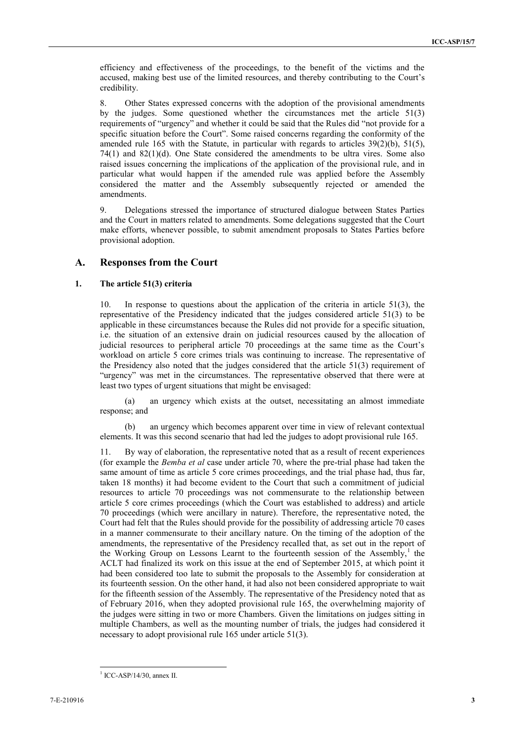efficiency and effectiveness of the proceedings, to the benefit of the victims and the accused, making best use of the limited resources, and thereby contributing to the Court's credibility.

8. Other States expressed concerns with the adoption of the provisional amendments by the judges. Some questioned whether the circumstances met the article 51(3) requirements of "urgency" and whether it could be said that the Rules did "not provide for a specific situation before the Court". Some raised concerns regarding the conformity of the amended rule 165 with the Statute, in particular with regards to articles 39(2)(b), 51(5), 74(1) and 82(1)(d). One State considered the amendments to be ultra vires. Some also raised issues concerning the implications of the application of the provisional rule, and in particular what would happen if the amended rule was applied before the Assembly considered the matter and the Assembly subsequently rejected or amended the amendments.

9. Delegations stressed the importance of structured dialogue between States Parties and the Court in matters related to amendments. Some delegations suggested that the Court make efforts, whenever possible, to submit amendment proposals to States Parties before provisional adoption.

## A. Responses from the Court

### 1. The article 51(3) criteria

10. In response to questions about the application of the criteria in article 51(3), the representative of the Presidency indicated that the judges considered article 51(3) to be applicable in these circumstances because the Rules did not provide for a specific situation, i.e. the situation of an extensive drain on judicial resources caused by the allocation of judicial resources to peripheral article 70 proceedings at the same time as the Court's workload on article 5 core crimes trials was continuing to increase. The representative of the Presidency also noted that the judges considered that the article 51(3) requirement of "urgency" was met in the circumstances. The representative observed that there were at least two types of urgent situations that might be envisaged:

(a) an urgency which exists at the outset, necessitating an almost immediate response; and

(b) an urgency which becomes apparent over time in view of relevant contextual elements. It was this second scenario that had led the judges to adopt provisional rule 165.

11. By way of elaboration, the representative noted that as a result of recent experiences (for example the *Bemba et al* case under article 70, where the pre-trial phase had taken the same amount of time as article 5 core crimes proceedings, and the trial phase had, thus far, taken 18 months) it had become evident to the Court that such a commitment of judicial resources to article 70 proceedings was not commensurate to the relationship between article 5 core crimes proceedings (which the Court was established to address) and article 70 proceedings (which were ancillary in nature). Therefore, the representative noted, the Court had felt that the Rules should provide for the possibility of addressing article 70 cases in a manner commensurate to their ancillary nature. On the timing of the adoption of the amendments, the representative of the Presidency recalled that, as set out in the report of the Working Group on Lessons Learnt to the fourteenth session of the Assembly,[1] the ACLT had finalized its work on this issue at the end of September 2015, at which point it had been considered too late to submit the proposals to the Assembly for consideration at its fourteenth session. On the other hand, it had also not been considered appropriate to wait for the fifteenth session of the Assembly. The representative of the Presidency noted that as of February 2016, when they adopted provisional rule 165, the overwhelming majority of the judges were sitting in two or more Chambers. Given the limitations on judges sitting in multiple Chambers, as well as the mounting number of trials, the judges had considered it necessary to adopt provisional rule 165 under article 51(3).

[1] ICC-ASP/14/30, annex II.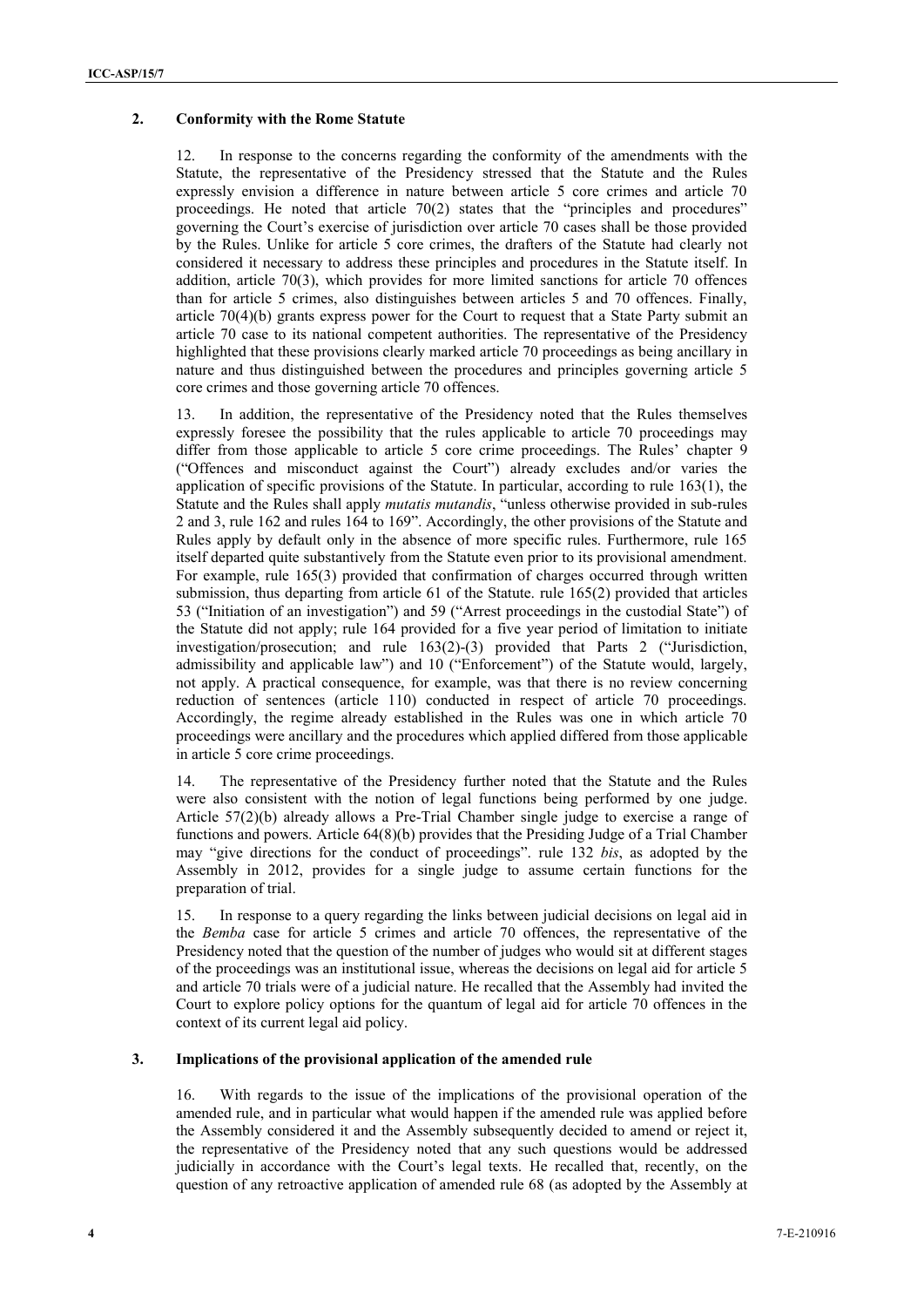## 2. Conformity with the Rome Statute

12. In response to the concerns regarding the conformity of the amendments with the Statute, the representative of the Presidency stressed that the Statute and the Rules expressly envision a difference in nature between article 5 core crimes and article 70 proceedings. He noted that article 70(2) states that the "principles and procedures" governing the Court's exercise of jurisdiction over article 70 cases shall be those provided by the Rules. Unlike for article 5 core crimes, the drafters of the Statute had clearly not considered it necessary to address these principles and procedures in the Statute itself. In addition, article 70(3), which provides for more limited sanctions for article 70 offences than for article 5 crimes, also distinguishes between articles 5 and 70 offences. Finally, article 70(4)(b) grants express power for the Court to request that a State Party submit an article 70 case to its national competent authorities. The representative of the Presidency highlighted that these provisions clearly marked article 70 proceedings as being ancillary in nature and thus distinguished between the procedures and principles governing article 5 core crimes and those governing article 70 offences.

13. In addition, the representative of the Presidency noted that the Rules themselves expressly foresee the possibility that the rules applicable to article 70 proceedings may differ from those applicable to article 5 core crime proceedings. The Rules' chapter 9 ("Offences and misconduct against the Court") already excludes and/or varies the application of specific provisions of the Statute. In particular, according to rule 163(1), the Statute and the Rules shall apply *mutatis mutandis*, "unless otherwise provided in sub-rules 2 and 3, rule 162 and rules 164 to 169". Accordingly, the other provisions of the Statute and Rules apply by default only in the absence of more specific rules. Furthermore, rule 165 itself departed quite substantively from the Statute even prior to its provisional amendment. For example, rule 165(3) provided that confirmation of charges occurred through written submission, thus departing from article 61 of the Statute. rule 165(2) provided that articles 53 ("Initiation of an investigation") and 59 ("Arrest proceedings in the custodial State") of the Statute did not apply; rule 164 provided for a five year period of limitation to initiate investigation/prosecution; and rule 163(2)-(3) provided that Parts 2 ("Jurisdiction, admissibility and applicable law") and 10 ("Enforcement") of the Statute would, largely, not apply. A practical consequence, for example, was that there is no review concerning reduction of sentences (article 110) conducted in respect of article 70 proceedings. Accordingly, the regime already established in the Rules was one in which article 70 proceedings were ancillary and the procedures which applied differed from those applicable in article 5 core crime proceedings.

14. The representative of the Presidency further noted that the Statute and the Rules were also consistent with the notion of legal functions being performed by one judge. Article 57(2)(b) already allows a Pre-Trial Chamber single judge to exercise a range of functions and powers. Article 64(8)(b) provides that the Presiding Judge of a Trial Chamber may "give directions for the conduct of proceedings". rule 132 *bis*, as adopted by the Assembly in 2012, provides for a single judge to assume certain functions for the preparation of trial.

15. In response to a query regarding the links between judicial decisions on legal aid in the *Bemba* case for article 5 crimes and article 70 offences, the representative of the Presidency noted that the question of the number of judges who would sit at different stages of the proceedings was an institutional issue, whereas the decisions on legal aid for article 5 and article 70 trials were of a judicial nature. He recalled that the Assembly had invited the Court to explore policy options for the quantum of legal aid for article 70 offences in the context of its current legal aid policy.

## 3. Implications of the provisional application of the amended rule

16. With regards to the issue of the implications of the provisional operation of the amended rule, and in particular what would happen if the amended rule was applied before the Assembly considered it and the Assembly subsequently decided to amend or reject it, the representative of the Presidency noted that any such questions would be addressed judicially in accordance with the Court's legal texts. He recalled that, recently, on the question of any retroactive application of amended rule 68 (as adopted by the Assembly at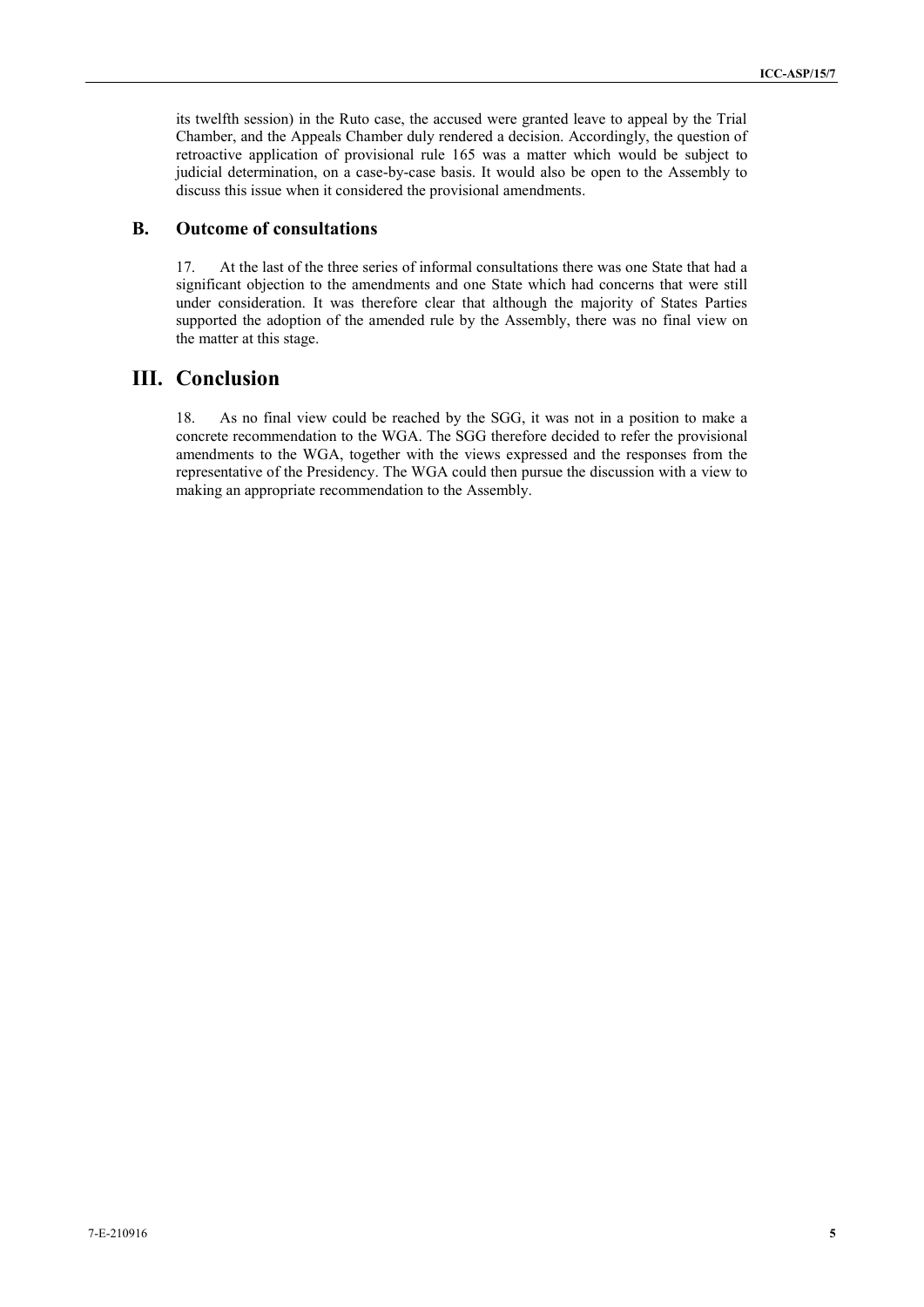its twelfth session) in the Ruto case, the accused were granted leave to appeal by the Trial Chamber, and the Appeals Chamber duly rendered a decision. Accordingly, the question of retroactive application of provisional rule 165 was a matter which would be subject to judicial determination, on a case-by-case basis. It would also be open to the Assembly to discuss this issue when it considered the provisional amendments.

## B. Outcome of consultations

17. At the last of the three series of informal consultations there was one State that had a significant objection to the amendments and one State which had concerns that were still under consideration. It was therefore clear that although the majority of States Parties supported the adoption of the amended rule by the Assembly, there was no final view on the matter at this stage.

# III. Conclusion

18. As no final view could be reached by the SGG, it was not in a position to make a concrete recommendation to the WGA. The SGG therefore decided to refer the provisional amendments to the WGA, together with the views expressed and the responses from the representative of the Presidency. The WGA could then pursue the discussion with a view to making an appropriate recommendation to the Assembly.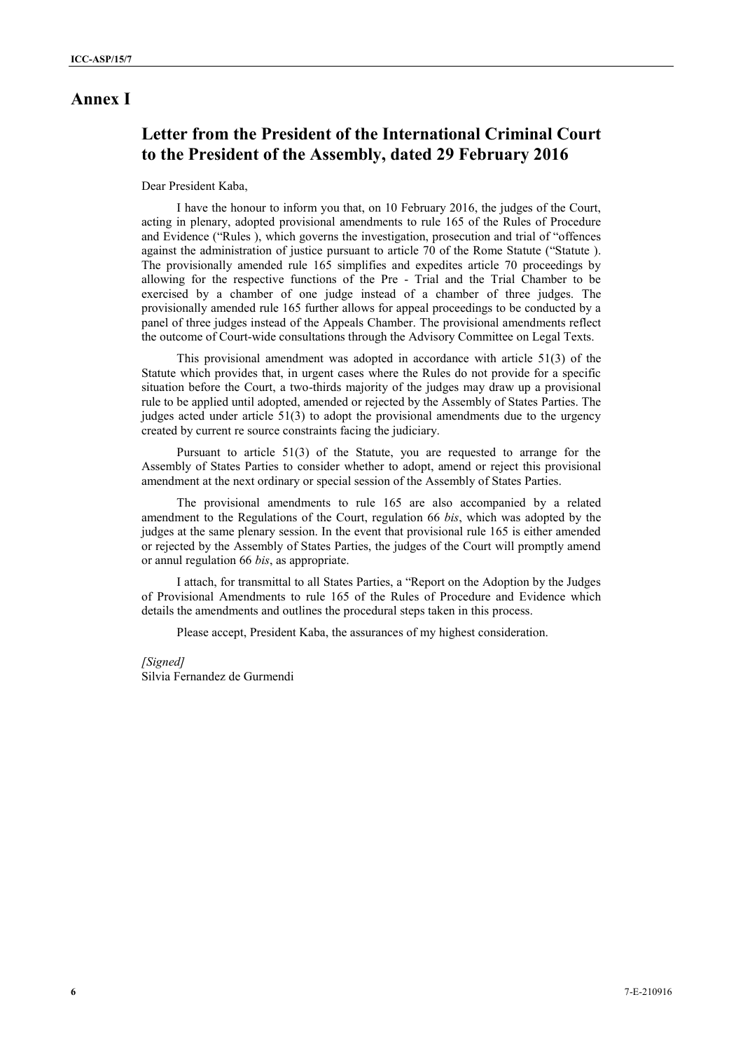# Annex I

## Letter from the President of the International Criminal Court to the President of the Assembly, dated 29 February 2016

Dear President Kaba,

I have the honour to inform you that, on 10 February 2016, the judges of the Court, acting in plenary, adopted provisional amendments to rule 165 of the Rules of Procedure and Evidence ("Rules ), which governs the investigation, prosecution and trial of "offences against the administration of justice pursuant to article 70 of the Rome Statute ("Statute ). The provisionally amended rule 165 simplifies and expedites article 70 proceedings by allowing for the respective functions of the Pre - Trial and the Trial Chamber to be exercised by a chamber of one judge instead of a chamber of three judges. The provisionally amended rule 165 further allows for appeal proceedings to be conducted by a panel of three judges instead of the Appeals Chamber. The provisional amendments reflect the outcome of Court-wide consultations through the Advisory Committee on Legal Texts.

This provisional amendment was adopted in accordance with article 51(3) of the Statute which provides that, in urgent cases where the Rules do not provide for a specific situation before the Court, a two-thirds majority of the judges may draw up a provisional rule to be applied until adopted, amended or rejected by the Assembly of States Parties. The judges acted under article 51(3) to adopt the provisional amendments due to the urgency created by current re source constraints facing the judiciary.

Pursuant to article 51(3) of the Statute, you are requested to arrange for the Assembly of States Parties to consider whether to adopt, amend or reject this provisional amendment at the next ordinary or special session of the Assembly of States Parties.

The provisional amendments to rule 165 are also accompanied by a related amendment to the Regulations of the Court, regulation 66 *bis*, which was adopted by the judges at the same plenary session. In the event that provisional rule 165 is either amended or rejected by the Assembly of States Parties, the judges of the Court will promptly amend or annul regulation 66 *bis*, as appropriate.

I attach, for transmittal to all States Parties, a "Report on the Adoption by the Judges of Provisional Amendments to rule 165 of the Rules of Procedure and Evidence which details the amendments and outlines the procedural steps taken in this process.

Please accept, President Kaba, the assurances of my highest consideration.

*[Signed]*
Silvia Fernandez de Gurmendi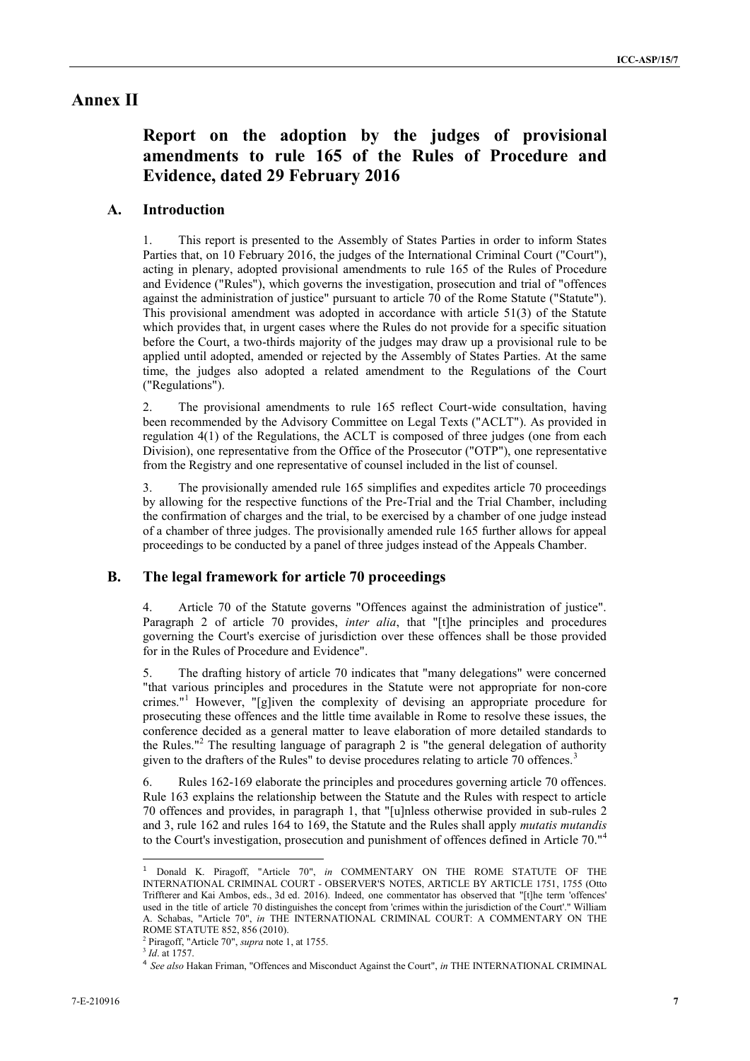# Annex II

## Report on the adoption by the judges of provisional amendments to rule 165 of the Rules of Procedure and Evidence, dated 29 February 2016

### A. Introduction

1. This report is presented to the Assembly of States Parties in order to inform States Parties that, on 10 February 2016, the judges of the International Criminal Court ("Court"), acting in plenary, adopted provisional amendments to rule 165 of the Rules of Procedure and Evidence ("Rules"), which governs the investigation, prosecution and trial of "offences against the administration of justice" pursuant to article 70 of the Rome Statute ("Statute"). This provisional amendment was adopted in accordance with article 51(3) of the Statute which provides that, in urgent cases where the Rules do not provide for a specific situation before the Court, a two-thirds majority of the judges may draw up a provisional rule to be applied until adopted, amended or rejected by the Assembly of States Parties. At the same time, the judges also adopted a related amendment to the Regulations of the Court ("Regulations").

2. The provisional amendments to rule 165 reflect Court-wide consultation, having been recommended by the Advisory Committee on Legal Texts ("ACLT"). As provided in regulation 4(1) of the Regulations, the ACLT is composed of three judges (one from each Division), one representative from the Office of the Prosecutor ("OTP"), one representative from the Registry and one representative of counsel included in the list of counsel.

3. The provisionally amended rule 165 simplifies and expedites article 70 proceedings by allowing for the respective functions of the Pre-Trial and the Trial Chamber, including the confirmation of charges and the trial, to be exercised by a chamber of one judge instead of a chamber of three judges. The provisionally amended rule 165 further allows for appeal proceedings to be conducted by a panel of three judges instead of the Appeals Chamber.

### B. The legal framework for article 70 proceedings

4. Article 70 of the Statute governs "Offences against the administration of justice". Paragraph 2 of article 70 provides, *inter alia*, that "[t]he principles and procedures governing the Court's exercise of jurisdiction over these offences shall be those provided for in the Rules of Procedure and Evidence".

5. The drafting history of article 70 indicates that "many delegations" were concerned "that various principles and procedures in the Statute were not appropriate for non-core crimes."[1] However, "[g]iven the complexity of devising an appropriate procedure for prosecuting these offences and the little time available in Rome to resolve these issues, the conference decided as a general matter to leave elaboration of more detailed standards to the Rules."[2] The resulting language of paragraph 2 is "the general delegation of authority given to the drafters of the Rules" to devise procedures relating to article 70 offences.[3]

6. Rules 162-169 elaborate the principles and procedures governing article 70 offences. Rule 163 explains the relationship between the Statute and the Rules with respect to article 70 offences and provides, in paragraph 1, that "[u]nless otherwise provided in sub-rules 2 and 3, rule 162 and rules 164 to 169, the Statute and the Rules shall apply *mutatis mutandis* to the Court's investigation, prosecution and punishment of offences defined in Article 70."[4]

---

[1] Donald K. Piragoff, "Article 70", *in* COMMENTARY ON THE ROME STATUTE OF THE INTERNATIONAL CRIMINAL COURT - OBSERVER'S NOTES, ARTICLE BY ARTICLE 1751, 1755 (Otto Triffterer and Kai Ambos, eds., 3d ed. 2016). Indeed, one commentator has observed that "[t]he term 'offences' used in the title of article 70 distinguishes the concept from 'crimes within the jurisdiction of the Court'." William A. Schabas, "Article 70", *in* THE INTERNATIONAL CRIMINAL COURT: A COMMENTARY ON THE ROME STATUTE 852, 856 (2010).

[2] Piragoff, "Article 70", *supra* note 1, at 1755.

[3] *Id*. at 1757.

[4] *See also* Hakan Friman, "Offences and Misconduct Against the Court", *in* THE INTERNATIONAL CRIMINAL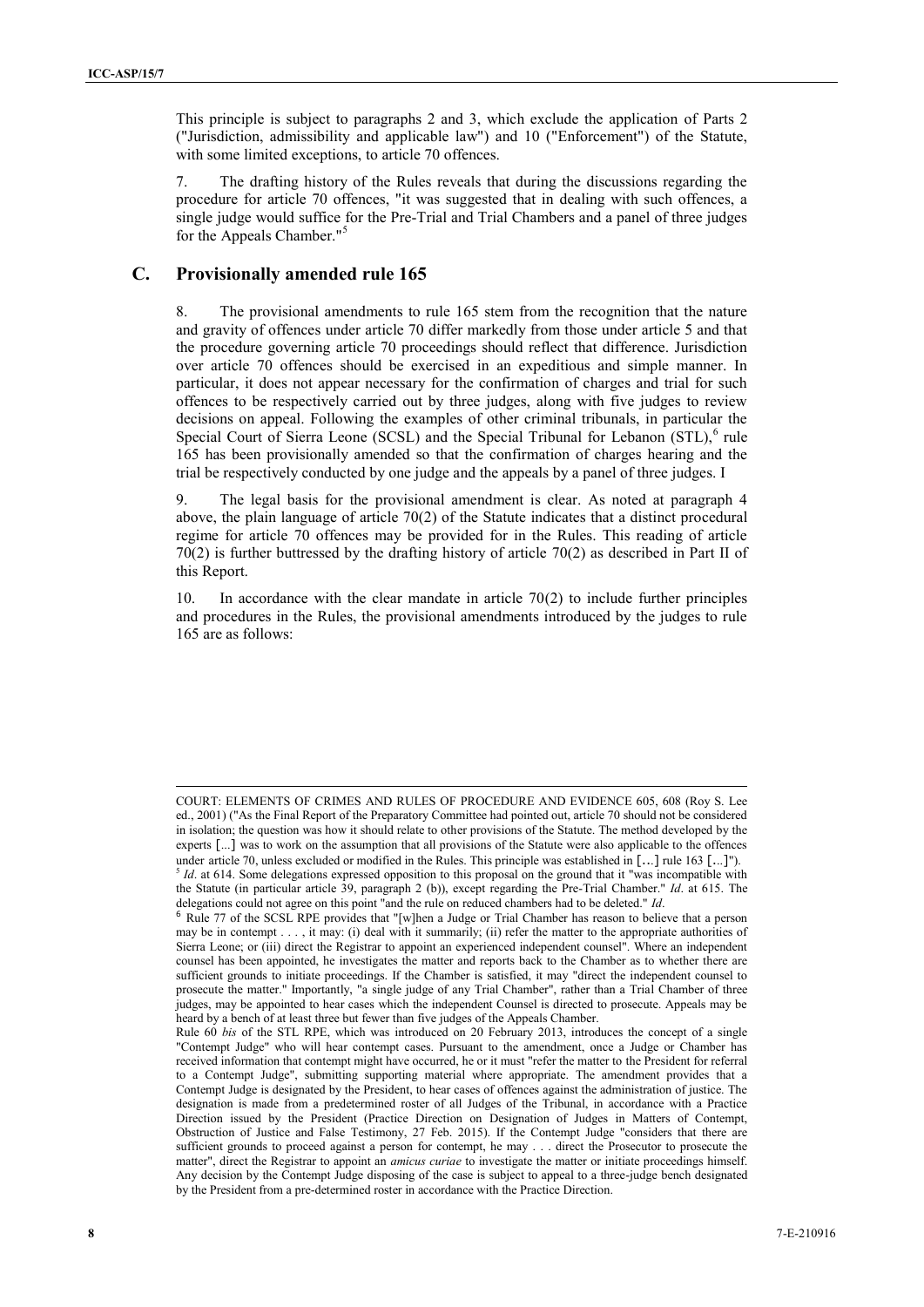This principle is subject to paragraphs 2 and 3, which exclude the application of Parts 2 ("Jurisdiction, admissibility and applicable law") and 10 ("Enforcement") of the Statute, with some limited exceptions, to article 70 offences.

7. The drafting history of the Rules reveals that during the discussions regarding the procedure for article 70 offences, "it was suggested that in dealing with such offences, a single judge would suffice for the Pre-Trial and Trial Chambers and a panel of three judges for the Appeals Chamber."[5]

## C. Provisionally amended rule 165

8. The provisional amendments to rule 165 stem from the recognition that the nature and gravity of offences under article 70 differ markedly from those under article 5 and that the procedure governing article 70 proceedings should reflect that difference. Jurisdiction over article 70 offences should be exercised in an expeditious and simple manner. In particular, it does not appear necessary for the confirmation of charges and trial for such offences to be respectively carried out by three judges, along with five judges to review decisions on appeal. Following the examples of other criminal tribunals, in particular the Special Court of Sierra Leone (SCSL) and the Special Tribunal for Lebanon (STL),[6] rule 165 has been provisionally amended so that the confirmation of charges hearing and the trial be respectively conducted by one judge and the appeals by a panel of three judges. I

9. The legal basis for the provisional amendment is clear. As noted at paragraph 4 above, the plain language of article 70(2) of the Statute indicates that a distinct procedural regime for article 70 offences may be provided for in the Rules. This reading of article 70(2) is further buttressed by the drafting history of article 70(2) as described in Part II of this Report.

10. In accordance with the clear mandate in article 70(2) to include further principles and procedures in the Rules, the provisional amendments introduced by the judges to rule 165 are as follows:

---

COURT: ELEMENTS OF CRIMES AND RULES OF PROCEDURE AND EVIDENCE 605, 608 (Roy S. Lee ed., 2001) ("As the Final Report of the Preparatory Committee had pointed out, article 70 should not be considered in isolation; the question was how it should relate to other provisions of the Statute. The method developed by the experts [...] was to work on the assumption that all provisions of the Statute were also applicable to the offences under article 70, unless excluded or modified in the Rules. This principle was established in [...] rule 163 [...]").

[5] *Id*. at 614. Some delegations expressed opposition to this proposal on the ground that it "was incompatible with the Statute (in particular article 39, paragraph 2 (b)), except regarding the Pre-Trial Chamber." *Id*. at 615. The delegations could not agree on this point "and the rule on reduced chambers had to be deleted." *Id*.

[6] Rule 77 of the SCSL RPE provides that "[w]hen a Judge or Trial Chamber has reason to believe that a person may be in contempt . . . , it may: (i) deal with it summarily; (ii) refer the matter to the appropriate authorities of Sierra Leone; or (iii) direct the Registrar to appoint an experienced independent counsel". Where an independent counsel has been appointed, he investigates the matter and reports back to the Chamber as to whether there are sufficient grounds to initiate proceedings. If the Chamber is satisfied, it may "direct the independent counsel to prosecute the matter." Importantly, "a single judge of any Trial Chamber", rather than a Trial Chamber of three judges, may be appointed to hear cases which the independent Counsel is directed to prosecute. Appeals may be heard by a bench of at least three but fewer than five judges of the Appeals Chamber.

Rule 60 *bis* of the STL RPE, which was introduced on 20 February 2013, introduces the concept of a single "Contempt Judge" who will hear contempt cases. Pursuant to the amendment, once a Judge or Chamber has received information that contempt might have occurred, he or it must "refer the matter to the President for referral to a Contempt Judge", submitting supporting material where appropriate. The amendment provides that a Contempt Judge is designated by the President, to hear cases of offences against the administration of justice. The designation is made from a predetermined roster of all Judges of the Tribunal, in accordance with a Practice Direction issued by the President (Practice Direction on Designation of Judges in Matters of Contempt, Obstruction of Justice and False Testimony, 27 Feb. 2015). If the Contempt Judge "considers that there are sufficient grounds to proceed against a person for contempt, he may . . . direct the Prosecutor to prosecute the matter", direct the Registrar to appoint an *amicus curiae* to investigate the matter or initiate proceedings himself. Any decision by the Contempt Judge disposing of the case is subject to appeal to a three-judge bench designated by the President from a pre-determined roster in accordance with the Practice Direction.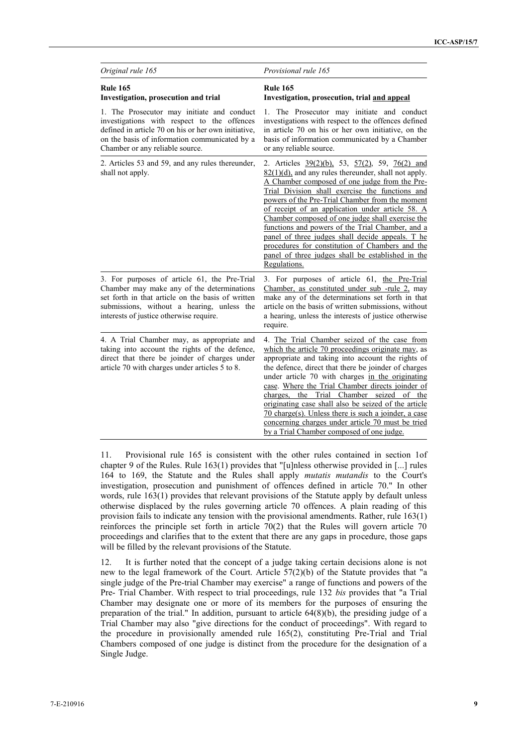| *Original rule 165* | *Provisional rule 165* |
|---|---|
| **Rule 165** **Investigation, prosecution and trial** | **Rule 165** **Investigation, prosecution, trial and appeal** |
| 1. The Prosecutor may initiate and conduct investigations with respect to the offences defined in article 70 on his or her own initiative, on the basis of information communicated by a Chamber or any reliable source. | 1. The Prosecutor may initiate and conduct investigations with respect to the offences defined in article 70 on his or her own initiative, on the basis of information communicated by a Chamber or any reliable source. |
| 2. Articles 53 and 59, and any rules thereunder, shall not apply. | 2. Articles 39(2)(b), 53, 57(2), 59, 76(2) and 82(1)(d), and any rules thereunder, shall not apply. A Chamber composed of one judge from the Pre-Trial Division shall exercise the functions and powers of the Pre-Trial Chamber from the moment of receipt of an application under article 58. A Chamber composed of one judge shall exercise the functions and powers of the Trial Chamber, and a panel of three judges shall decide appeals. T he procedures for constitution of Chambers and the panel of three judges shall be established in the Regulations. |
| 3. For purposes of article 61, the Pre-Trial Chamber may make any of the determinations set forth in that article on the basis of written submissions, without a hearing, unless the interests of justice otherwise require. | 3. For purposes of article 61, the Pre-Trial Chamber, as constituted under sub -rule 2, may make any of the determinations set forth in that article on the basis of written submissions, without a hearing, unless the interests of justice otherwise require. |
| 4. A Trial Chamber may, as appropriate and taking into account the rights of the defence, direct that there be joinder of charges under article 70 with charges under articles 5 to 8. | 4. The Trial Chamber seized of the case from which the article 70 proceedings originate may, as appropriate and taking into account the rights of the defence, direct that there be joinder of charges under article 70 with charges in the originating case. Where the Trial Chamber directs joinder of charges, the Trial Chamber seized of the originating case shall also be seized of the article 70 charge(s). Unless there is such a joinder, a case concerning charges under article 70 must be tried by a Trial Chamber composed of one judge. |

11. Provisional rule 165 is consistent with the other rules contained in section 1of chapter 9 of the Rules. Rule 163(1) provides that "[u]nless otherwise provided in [...] rules 164 to 169, the Statute and the Rules shall apply *mutatis mutandis* to the Court's investigation, prosecution and punishment of offences defined in article 70." In other words, rule 163(1) provides that relevant provisions of the Statute apply by default unless otherwise displaced by the rules governing article 70 offences. A plain reading of this provision fails to indicate any tension with the provisional amendments. Rather, rule 163(1) reinforces the principle set forth in article 70(2) that the Rules will govern article 70 proceedings and clarifies that to the extent that there are any gaps in procedure, those gaps will be filled by the relevant provisions of the Statute.

12. It is further noted that the concept of a judge taking certain decisions alone is not new to the legal framework of the Court. Article 57(2)(b) of the Statute provides that "a single judge of the Pre-trial Chamber may exercise" a range of functions and powers of the Pre- Trial Chamber. With respect to trial proceedings, rule 132 *bis* provides that "a Trial Chamber may designate one or more of its members for the purposes of ensuring the preparation of the trial." In addition, pursuant to article 64(8)(b), the presiding judge of a Trial Chamber may also "give directions for the conduct of proceedings". With regard to the procedure in provisionally amended rule 165(2), constituting Pre-Trial and Trial Chambers composed of one judge is distinct from the procedure for the designation of a Single Judge.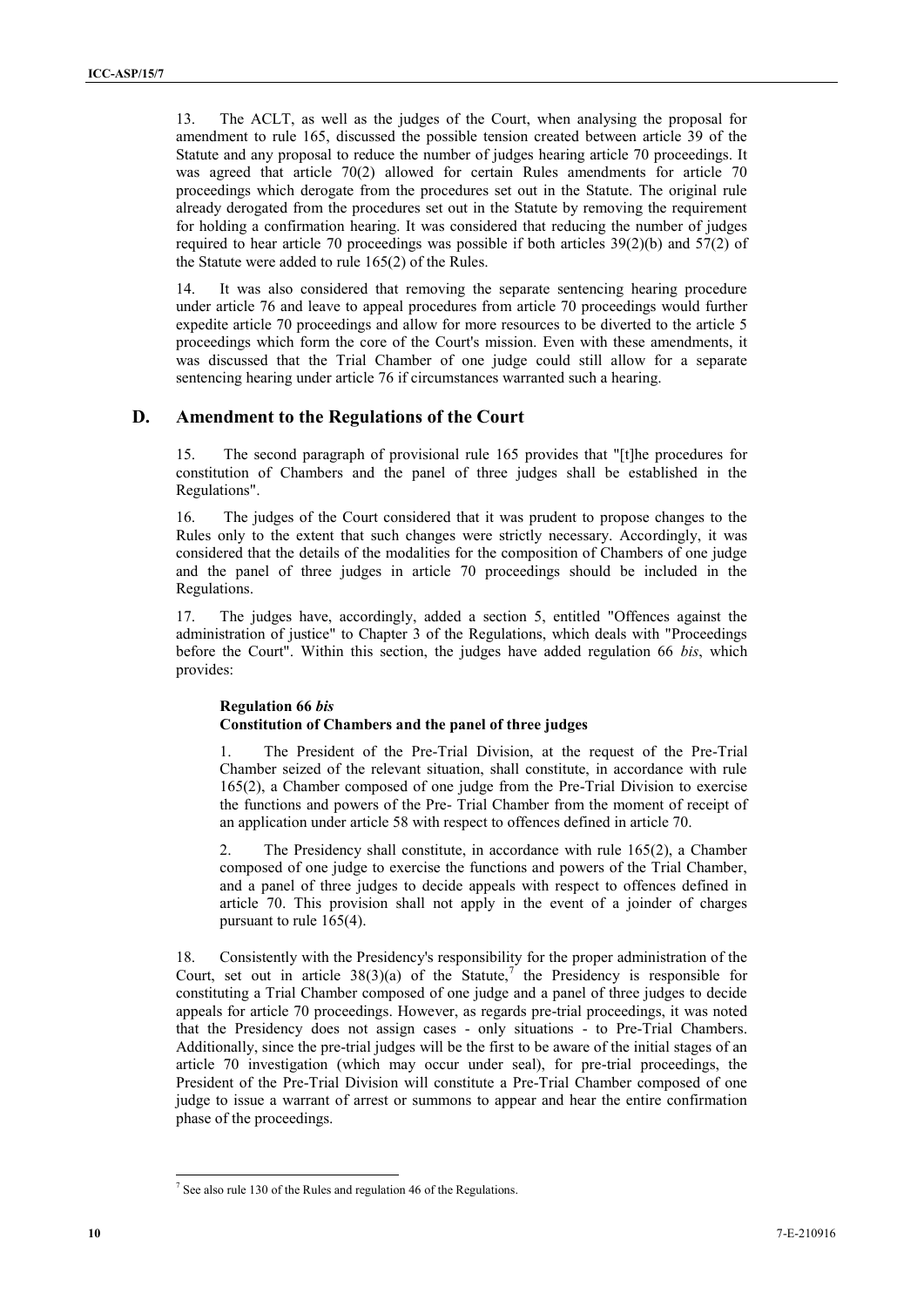13. The ACLT, as well as the judges of the Court, when analysing the proposal for amendment to rule 165, discussed the possible tension created between article 39 of the Statute and any proposal to reduce the number of judges hearing article 70 proceedings. It was agreed that article 70(2) allowed for certain Rules amendments for article 70 proceedings which derogate from the procedures set out in the Statute. The original rule already derogated from the procedures set out in the Statute by removing the requirement for holding a confirmation hearing. It was considered that reducing the number of judges required to hear article 70 proceedings was possible if both articles 39(2)(b) and 57(2) of the Statute were added to rule 165(2) of the Rules.

14. It was also considered that removing the separate sentencing hearing procedure under article 76 and leave to appeal procedures from article 70 proceedings would further expedite article 70 proceedings and allow for more resources to be diverted to the article 5 proceedings which form the core of the Court's mission. Even with these amendments, it was discussed that the Trial Chamber of one judge could still allow for a separate sentencing hearing under article 76 if circumstances warranted such a hearing.

## D. Amendment to the Regulations of the Court

15. The second paragraph of provisional rule 165 provides that "[t]he procedures for constitution of Chambers and the panel of three judges shall be established in the Regulations".

16. The judges of the Court considered that it was prudent to propose changes to the Rules only to the extent that such changes were strictly necessary. Accordingly, it was considered that the details of the modalities for the composition of Chambers of one judge and the panel of three judges in article 70 proceedings should be included in the Regulations.

17. The judges have, accordingly, added a section 5, entitled "Offences against the administration of justice" to Chapter 3 of the Regulations, which deals with "Proceedings before the Court". Within this section, the judges have added regulation 66 *bis*, which provides:

> **Regulation 66 *bis***
> **Constitution of Chambers and the panel of three judges**
>
> 1. The President of the Pre-Trial Division, at the request of the Pre-Trial Chamber seized of the relevant situation, shall constitute, in accordance with rule 165(2), a Chamber composed of one judge from the Pre-Trial Division to exercise the functions and powers of the Pre- Trial Chamber from the moment of receipt of an application under article 58 with respect to offences defined in article 70.
>
> 2. The Presidency shall constitute, in accordance with rule 165(2), a Chamber composed of one judge to exercise the functions and powers of the Trial Chamber, and a panel of three judges to decide appeals with respect to offences defined in article 70. This provision shall not apply in the event of a joinder of charges pursuant to rule 165(4).

18. Consistently with the Presidency's responsibility for the proper administration of the Court, set out in article 38(3)(a) of the Statute,[7] the Presidency is responsible for constituting a Trial Chamber composed of one judge and a panel of three judges to decide appeals for article 70 proceedings. However, as regards pre-trial proceedings, it was noted that the Presidency does not assign cases - only situations - to Pre-Trial Chambers. Additionally, since the pre-trial judges will be the first to be aware of the initial stages of an article 70 investigation (which may occur under seal), for pre-trial proceedings, the President of the Pre-Trial Division will constitute a Pre-Trial Chamber composed of one judge to issue a warrant of arrest or summons to appear and hear the entire confirmation phase of the proceedings.

[7] See also rule 130 of the Rules and regulation 46 of the Regulations.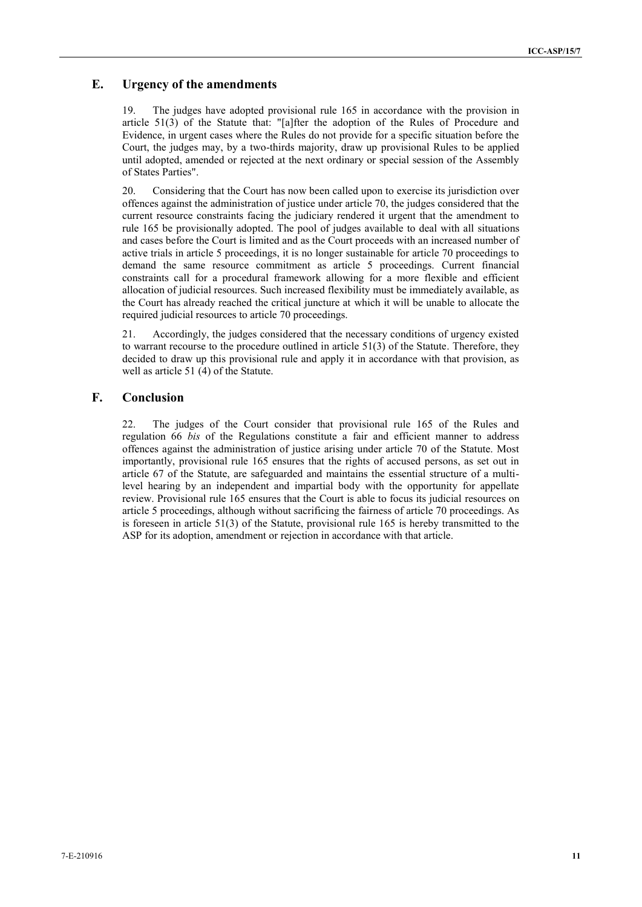## E. Urgency of the amendments

19. The judges have adopted provisional rule 165 in accordance with the provision in article 51(3) of the Statute that: "[a]fter the adoption of the Rules of Procedure and Evidence, in urgent cases where the Rules do not provide for a specific situation before the Court, the judges may, by a two-thirds majority, draw up provisional Rules to be applied until adopted, amended or rejected at the next ordinary or special session of the Assembly of States Parties".

20. Considering that the Court has now been called upon to exercise its jurisdiction over offences against the administration of justice under article 70, the judges considered that the current resource constraints facing the judiciary rendered it urgent that the amendment to rule 165 be provisionally adopted. The pool of judges available to deal with all situations and cases before the Court is limited and as the Court proceeds with an increased number of active trials in article 5 proceedings, it is no longer sustainable for article 70 proceedings to demand the same resource commitment as article 5 proceedings. Current financial constraints call for a procedural framework allowing for a more flexible and efficient allocation of judicial resources. Such increased flexibility must be immediately available, as the Court has already reached the critical juncture at which it will be unable to allocate the required judicial resources to article 70 proceedings.

21. Accordingly, the judges considered that the necessary conditions of urgency existed to warrant recourse to the procedure outlined in article 51(3) of the Statute. Therefore, they decided to draw up this provisional rule and apply it in accordance with that provision, as well as article 51 (4) of the Statute.

## F. Conclusion

22. The judges of the Court consider that provisional rule 165 of the Rules and regulation 66 *bis* of the Regulations constitute a fair and efficient manner to address offences against the administration of justice arising under article 70 of the Statute. Most importantly, provisional rule 165 ensures that the rights of accused persons, as set out in article 67 of the Statute, are safeguarded and maintains the essential structure of a multi-level hearing by an independent and impartial body with the opportunity for appellate review. Provisional rule 165 ensures that the Court is able to focus its judicial resources on article 5 proceedings, although without sacrificing the fairness of article 70 proceedings. As is foreseen in article 51(3) of the Statute, provisional rule 165 is hereby transmitted to the ASP for its adoption, amendment or rejection in accordance with that article.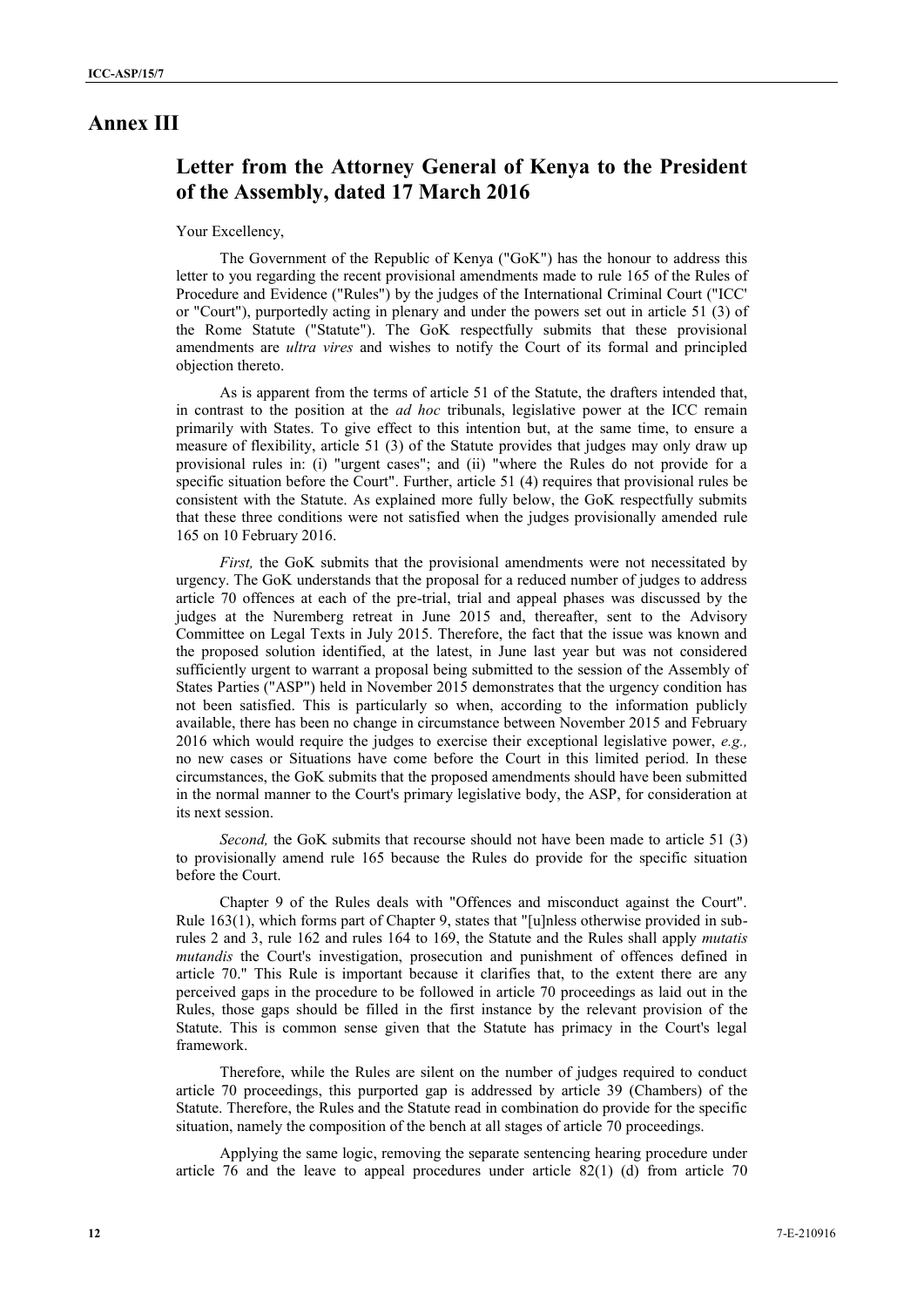# Annex III

## Letter from the Attorney General of Kenya to the President of the Assembly, dated 17 March 2016

Your Excellency,

The Government of the Republic of Kenya ("GoK") has the honour to address this letter to you regarding the recent provisional amendments made to rule 165 of the Rules of Procedure and Evidence ("Rules") by the judges of the International Criminal Court ("ICC' or "Court"), purportedly acting in plenary and under the powers set out in article 51 (3) of the Rome Statute ("Statute"). The GoK respectfully submits that these provisional amendments are *ultra vires* and wishes to notify the Court of its formal and principled objection thereto.

As is apparent from the terms of article 51 of the Statute, the drafters intended that, in contrast to the position at the *ad hoc* tribunals, legislative power at the ICC remain primarily with States. To give effect to this intention but, at the same time, to ensure a measure of flexibility, article 51 (3) of the Statute provides that judges may only draw up provisional rules in: (i) "urgent cases"; and (ii) "where the Rules do not provide for a specific situation before the Court". Further, article 51 (4) requires that provisional rules be consistent with the Statute. As explained more fully below, the GoK respectfully submits that these three conditions were not satisfied when the judges provisionally amended rule 165 on 10 February 2016.

*First,* the GoK submits that the provisional amendments were not necessitated by urgency. The GoK understands that the proposal for a reduced number of judges to address article 70 offences at each of the pre-trial, trial and appeal phases was discussed by the judges at the Nuremberg retreat in June 2015 and, thereafter, sent to the Advisory Committee on Legal Texts in July 2015. Therefore, the fact that the issue was known and the proposed solution identified, at the latest, in June last year but was not considered sufficiently urgent to warrant a proposal being submitted to the session of the Assembly of States Parties ("ASP") held in November 2015 demonstrates that the urgency condition has not been satisfied. This is particularly so when, according to the information publicly available, there has been no change in circumstance between November 2015 and February 2016 which would require the judges to exercise their exceptional legislative power, *e.g.,* no new cases or Situations have come before the Court in this limited period. In these circumstances, the GoK submits that the proposed amendments should have been submitted in the normal manner to the Court's primary legislative body, the ASP, for consideration at its next session.

*Second,* the GoK submits that recourse should not have been made to article 51 (3) to provisionally amend rule 165 because the Rules do provide for the specific situation before the Court.

Chapter 9 of the Rules deals with "Offences and misconduct against the Court". Rule 163(1), which forms part of Chapter 9, states that "[u]nless otherwise provided in sub-rules 2 and 3, rule 162 and rules 164 to 169, the Statute and the Rules shall apply *mutatis mutandis* the Court's investigation, prosecution and punishment of offences defined in article 70." This Rule is important because it clarifies that, to the extent there are any perceived gaps in the procedure to be followed in article 70 proceedings as laid out in the Rules, those gaps should be filled in the first instance by the relevant provision of the Statute. This is common sense given that the Statute has primacy in the Court's legal framework.

Therefore, while the Rules are silent on the number of judges required to conduct article 70 proceedings, this purported gap is addressed by article 39 (Chambers) of the Statute. Therefore, the Rules and the Statute read in combination do provide for the specific situation, namely the composition of the bench at all stages of article 70 proceedings.

Applying the same logic, removing the separate sentencing hearing procedure under article 76 and the leave to appeal procedures under article 82(1) (d) from article 70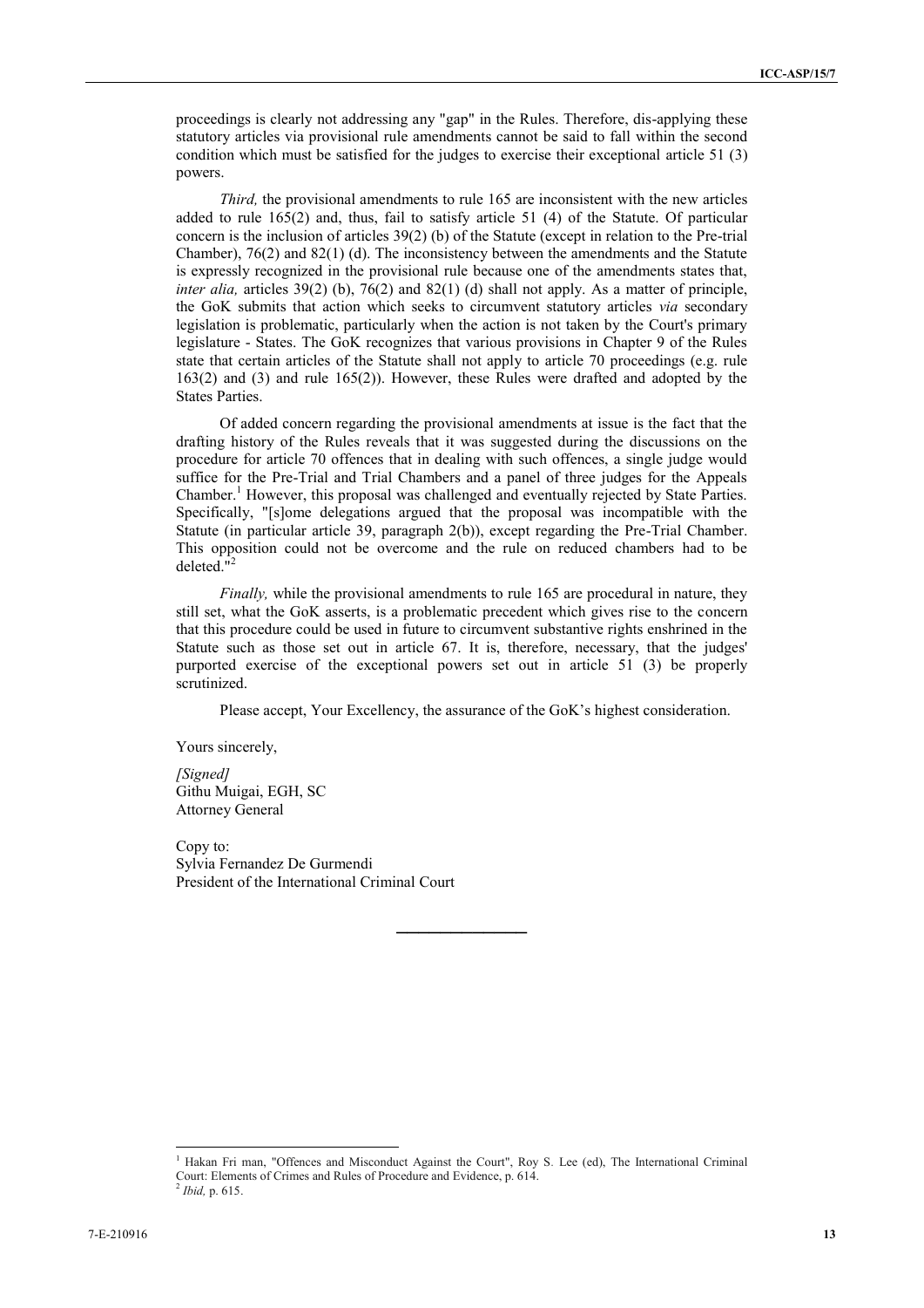proceedings is clearly not addressing any "gap" in the Rules. Therefore, dis-applying these statutory articles via provisional rule amendments cannot be said to fall within the second condition which must be satisfied for the judges to exercise their exceptional article 51 (3) powers.

*Third,* the provisional amendments to rule 165 are inconsistent with the new articles added to rule 165(2) and, thus, fail to satisfy article 51 (4) of the Statute. Of particular concern is the inclusion of articles 39(2) (b) of the Statute (except in relation to the Pre-trial Chamber), 76(2) and 82(1) (d). The inconsistency between the amendments and the Statute is expressly recognized in the provisional rule because one of the amendments states that, *inter alia,* articles 39(2) (b), 76(2) and 82(1) (d) shall not apply. As a matter of principle, the GoK submits that action which seeks to circumvent statutory articles *via* secondary legislation is problematic, particularly when the action is not taken by the Court's primary legislature - States. The GoK recognizes that various provisions in Chapter 9 of the Rules state that certain articles of the Statute shall not apply to article 70 proceedings (e.g. rule 163(2) and (3) and rule 165(2)). However, these Rules were drafted and adopted by the States Parties.

Of added concern regarding the provisional amendments at issue is the fact that the drafting history of the Rules reveals that it was suggested during the discussions on the procedure for article 70 offences that in dealing with such offences, a single judge would suffice for the Pre-Trial and Trial Chambers and a panel of three judges for the Appeals Chamber.[1] However, this proposal was challenged and eventually rejected by State Parties. Specifically, "[s]ome delegations argued that the proposal was incompatible with the Statute (in particular article 39, paragraph 2(b)), except regarding the Pre-Trial Chamber. This opposition could not be overcome and the rule on reduced chambers had to be deleted."[2]

*Finally,* while the provisional amendments to rule 165 are procedural in nature, they still set, what the GoK asserts, is a problematic precedent which gives rise to the concern that this procedure could be used in future to circumvent substantive rights enshrined in the Statute such as those set out in article 67. It is, therefore, necessary, that the judges' purported exercise of the exceptional powers set out in article 51 (3) be properly scrutinized.

Please accept, Your Excellency, the assurance of the GoK's highest consideration.

Yours sincerely,

*[Signed]*
Githu Muigai, EGH, SC
Attorney General

Copy to:
Sylvia Fernandez De Gurmendi
President of the International Criminal Court

---

[1] Hakan Fri man, "Offences and Misconduct Against the Court", Roy S. Lee (ed), The International Criminal Court: Elements of Crimes and Rules of Procedure and Evidence, p. 614.

[2] *Ibid,* p. 615.